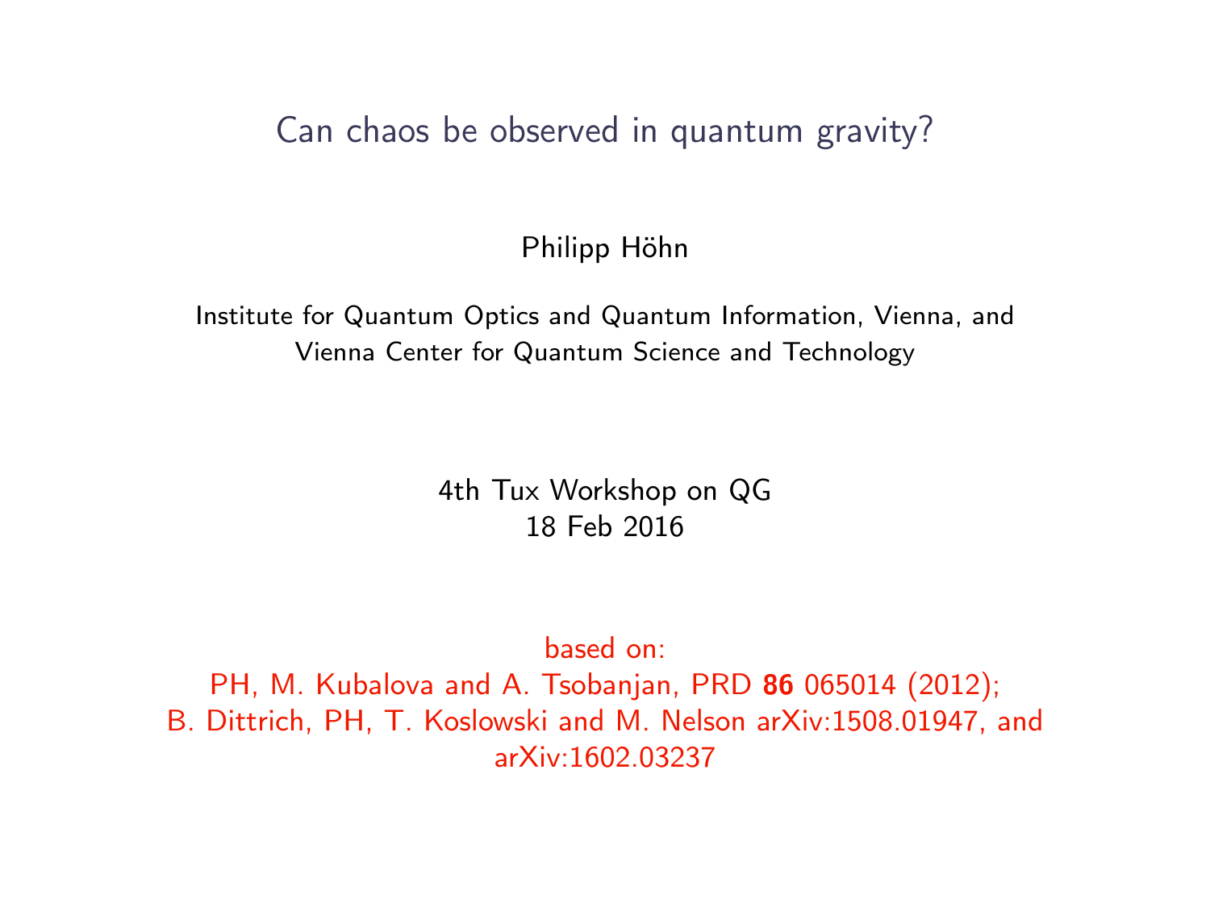# Can chaos be observed in quantum gravity?

Philipp Höhn

Institute for Quantum Optics and Quantum Information, Vienna, and
Vienna Center for Quantum Science and Technology

4th Tux Workshop on QG
18 Feb 2016

based on:
PH, M. Kubalova and A. Tsobanjan, PRD **86** 065014 (2012);
B. Dittrich, PH, T. Koslowski and M. Nelson arXiv:1508.01947, and
arXiv:1602.03237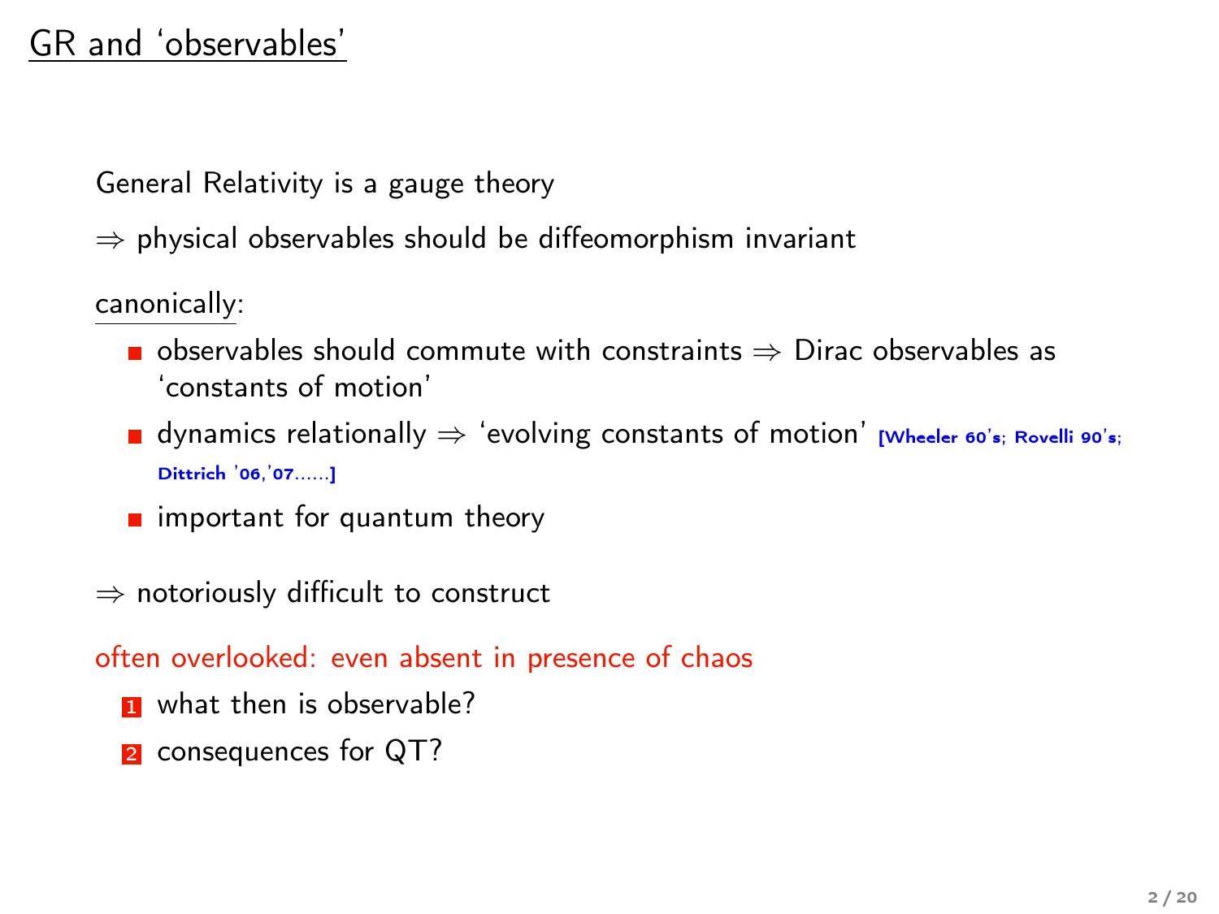## GR and ‘observables’

General Relativity is a gauge theory

$\Rightarrow$ physical observables should be diffeomorphism invariant

canonically:

- observables should commute with constraints $\Rightarrow$ Dirac observables as ‘constants of motion’
- dynamics relationally $\Rightarrow$ ‘evolving constants of motion’ [Wheeler 60’s; Rovelli 90’s; Dittrich ’06,’07......]
- important for quantum theory

$\Rightarrow$ notoriously difficult to construct

often overlooked: even absent in presence of chaos

1. what then is observable?
2. consequences for QT?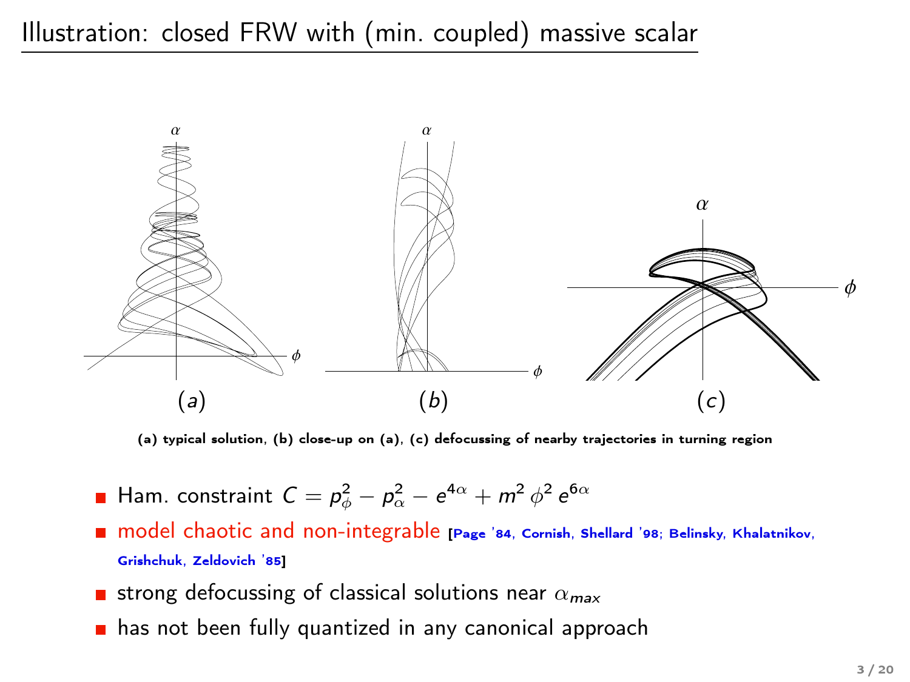# Illustration: closed FRW with (min. coupled) massive scalar

(a) typical solution, (b) close-up on (a), (c) defocussing of nearby trajectories in turning region

- Ham. constraint $C = p_\phi^2 - p_\alpha^2 - e^{4\alpha} + m^2\,\phi^2\,e^{6\alpha}$
- model chaotic and non-integrable [Page '84, Cornish, Shellard '98; Belinsky, Khalatnikov, Grishchuk, Zeldovich '85]
- strong defocussing of classical solutions near $\alpha_{max}$
- has not been fully quantized in any canonical approach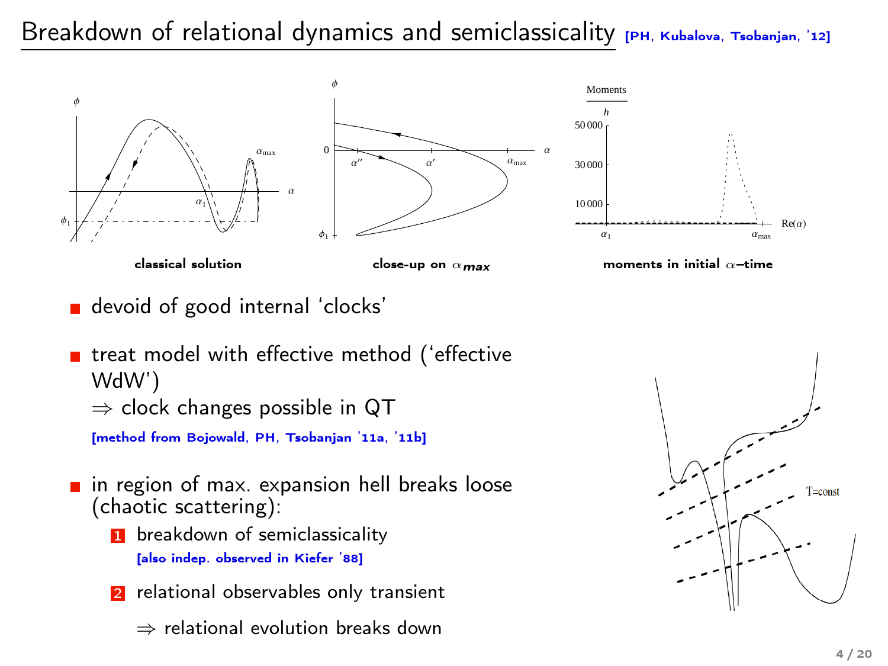# Breakdown of relational dynamics and semiclassicality [PH, Kubalova, Tsobanjan, '12]

classical solution

close-up on $\alpha_{max}$

moments in initial $\alpha$–time

- devoid of good internal 'clocks'
- treat model with effective method ('effective WdW')
  $\Rightarrow$ clock changes possible in QT
  [method from Bojowald, PH, Tsobanjan '11a, '11b]
- in region of max. expansion hell breaks loose (chaotic scattering):
  1. breakdown of semiclassicality
     [also indep. observed in Kiefer '88]
  2. relational observables only transient

     $\Rightarrow$ relational evolution breaks down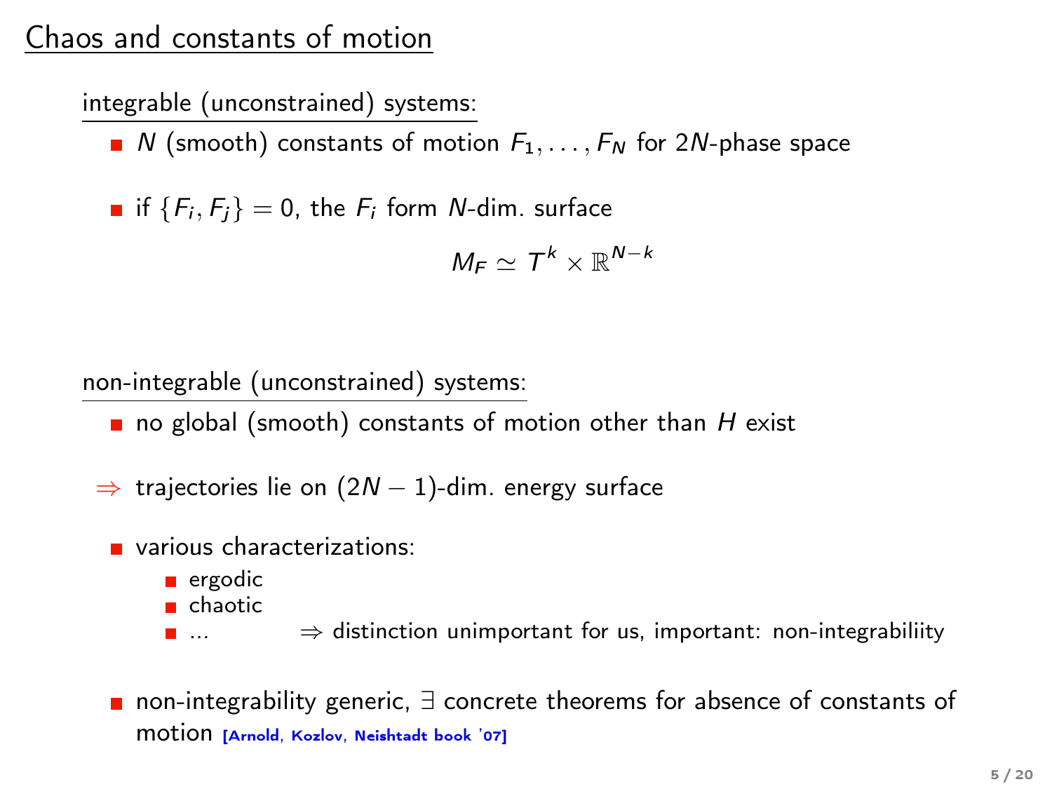## Chaos and constants of motion

integrable (unconstrained) systems:

- $N$ (smooth) constants of motion $F_1, \ldots, F_N$ for $2N$-phase space
- if $\{F_i, F_j\} = 0$, the $F_i$ form $N$-dim. surface

$$M_F \simeq T^k \times \mathbb{R}^{N-k}$$

non-integrable (unconstrained) systems:

- no global (smooth) constants of motion other than $H$ exist

$\Rightarrow$ trajectories lie on $(2N-1)$-dim. energy surface

- various characterizations:
  - ergodic
  - chaotic
  - ... $\Rightarrow$ distinction unimportant for us, important: non-integrabiliity
- non-integrability generic, $\exists$ concrete theorems for absence of constants of motion [Arnold, Kozlov, Neishtadt book '07]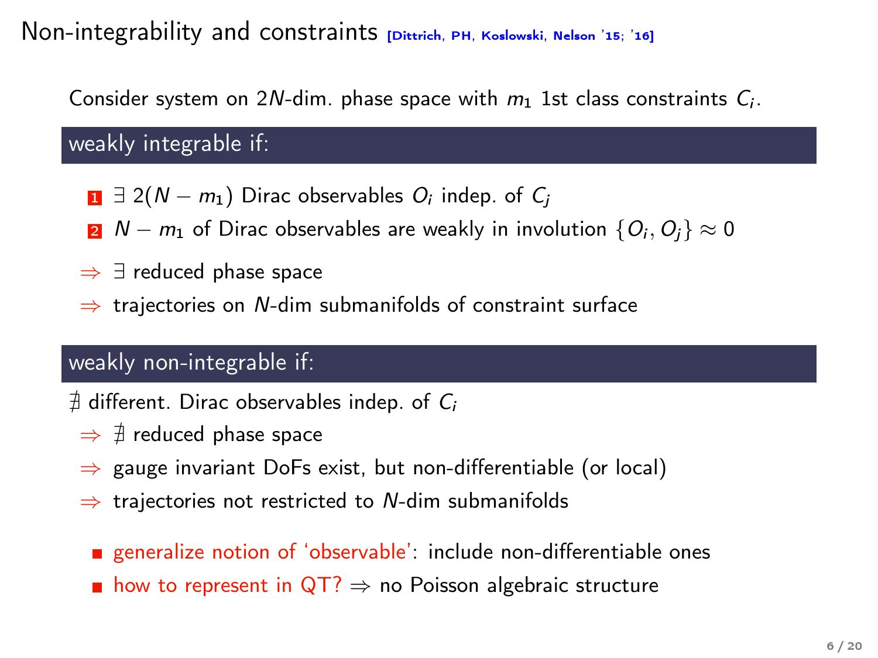# Non-integrability and constraints [Dittrich, PH, Koslowski, Nelson '15; '16]

Consider system on $2N$-dim. phase space with $m_1$ 1st class constraints $C_i$.

### weakly integrable if:

1. $\exists\ 2(N - m_1)$ Dirac observables $O_i$ indep. of $C_j$
2. $N - m_1$ of Dirac observables are weakly in involution $\{O_i, O_j\} \approx 0$

- $\Rightarrow$ $\exists$ reduced phase space
- $\Rightarrow$ trajectories on $N$-dim submanifolds of constraint surface

### weakly non-integrable if:

$\nexists$ different. Dirac observables indep. of $C_i$

- $\Rightarrow$ $\nexists$ reduced phase space
- $\Rightarrow$ gauge invariant DoFs exist, but non-differentiable (or local)
- $\Rightarrow$ trajectories not restricted to $N$-dim submanifolds

- generalize notion of 'observable': include non-differentiable ones
- how to represent in QT? $\Rightarrow$ no Poisson algebraic structure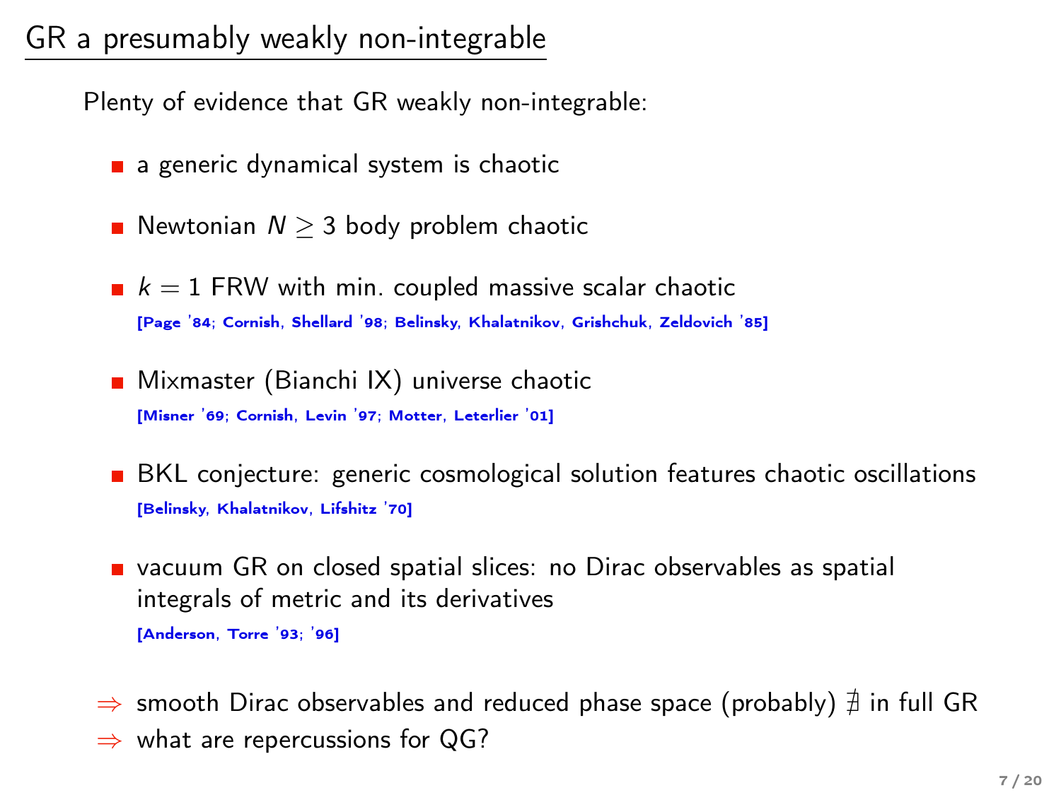## GR a presumably weakly non-integrable

Plenty of evidence that GR weakly non-integrable:

- a generic dynamical system is chaotic
- Newtonian $N \geq 3$ body problem chaotic
- $k = 1$ FRW with min. coupled massive scalar chaotic
  **[Page '84; Cornish, Shellard '98; Belinsky, Khalatnikov, Grishchuk, Zeldovich '85]**
- Mixmaster (Bianchi IX) universe chaotic
  **[Misner '69; Cornish, Levin '97; Motter, Leterlier '01]**
- BKL conjecture: generic cosmological solution features chaotic oscillations
  **[Belinsky, Khalatnikov, Lifshitz '70]**
- vacuum GR on closed spatial slices: no Dirac observables as spatial integrals of metric and its derivatives
  **[Anderson, Torre '93; '96]**

$\Rightarrow$ smooth Dirac observables and reduced phase space (probably) $\nexists$ in full GR
$\Rightarrow$ what are repercussions for QG?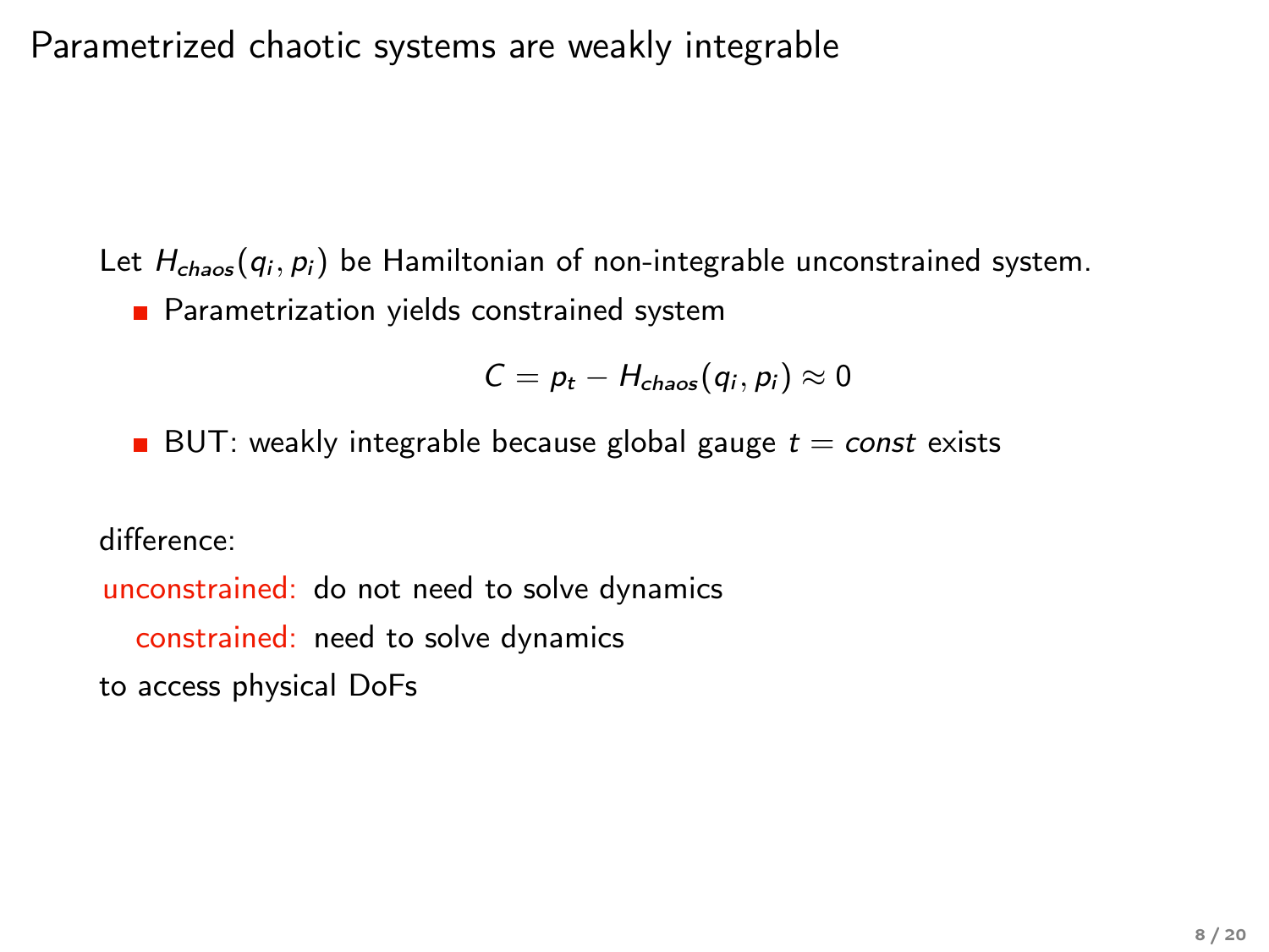# Parametrized chaotic systems are weakly integrable

Let $H_{chaos}(q_i, p_i)$ be Hamiltonian of non-integrable unconstrained system.

- Parametrization yields constrained system

$$C = p_t - H_{chaos}(q_i, p_i) \approx 0$$

- BUT: weakly integrable because global gauge $t = const$ exists

difference:

unconstrained: do not need to solve dynamics

constrained: need to solve dynamics

to access physical DoFs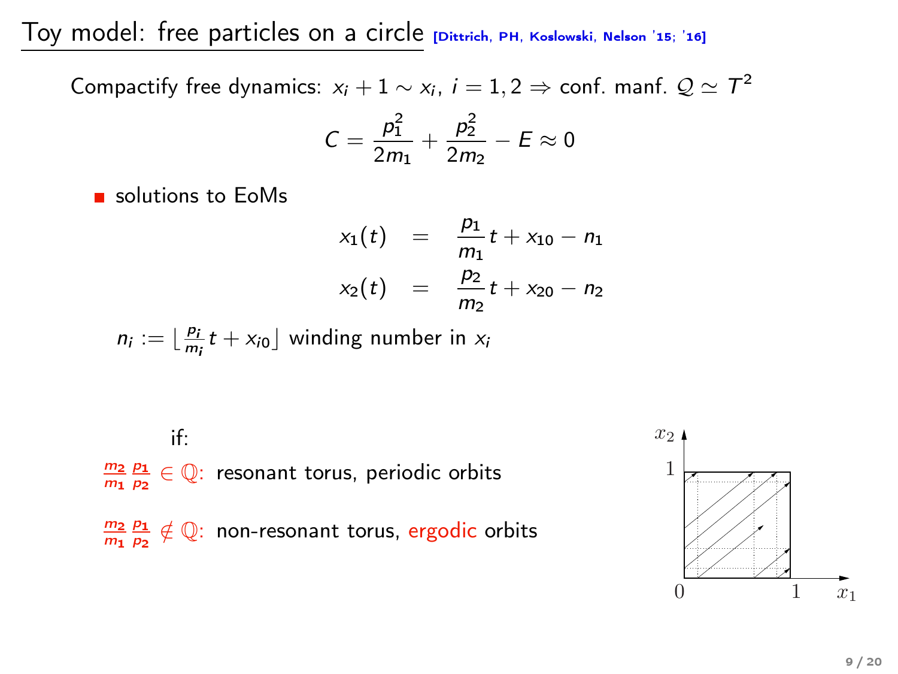# Toy model: free particles on a circle [Dittrich, PH, Koslowski, Nelson '15; '16]

Compactify free dynamics: $x_i + 1 \sim x_i,\ i = 1, 2 \Rightarrow$ conf. manf. $\mathcal{Q} \simeq T^2$

$$C = \frac{p_1^2}{2m_1} + \frac{p_2^2}{2m_2} - E \approx 0$$

- solutions to EoMs

$$\begin{aligned} x_1(t) &= \frac{p_1}{m_1} t + x_{10} - n_1 \\ x_2(t) &= \frac{p_2}{m_2} t + x_{20} - n_2 \end{aligned}$$

$n_i := \lfloor \frac{p_i}{m_i} t + x_{i0} \rfloor$ winding number in $x_i$

if:

$\frac{m_2}{m_1} \frac{p_1}{p_2} \in \mathbb{Q}$: resonant torus, periodic orbits

$\frac{m_2}{m_1} \frac{p_1}{p_2} \notin \mathbb{Q}$: non-resonant torus, ergodic orbits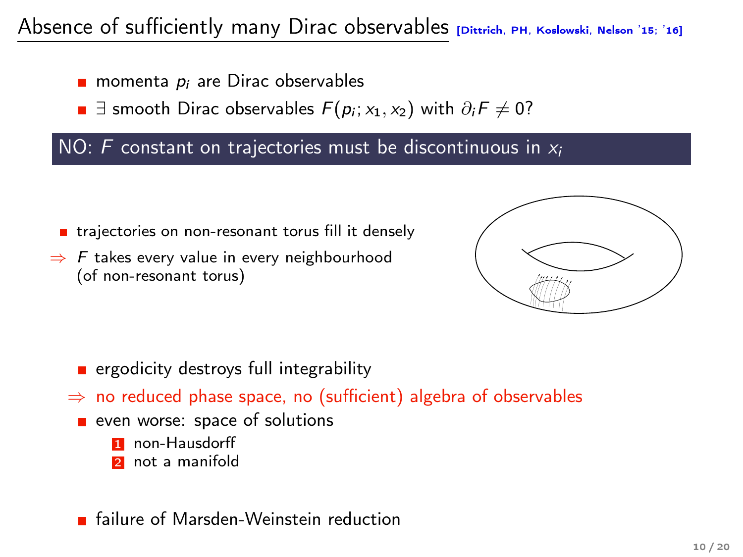# Absence of sufficiently many Dirac observables [Dittrich, PH, Koslowski, Nelson '15; '16]

- momenta $p_i$ are Dirac observables
- $\exists$ smooth Dirac observables $F(p_i; x_1, x_2)$ with $\partial_i F \neq 0$?

**NO: $F$ constant on trajectories must be discontinuous in $x_i$**

- trajectories on non-resonant torus fill it densely

$\Rightarrow$ $F$ takes every value in every neighbourhood (of non-resonant torus)

- ergodicity destroys full integrability

$\Rightarrow$ no reduced phase space, no (sufficient) algebra of observables

- even worse: space of solutions
  1. non-Hausdorff
  2. not a manifold

- failure of Marsden-Weinstein reduction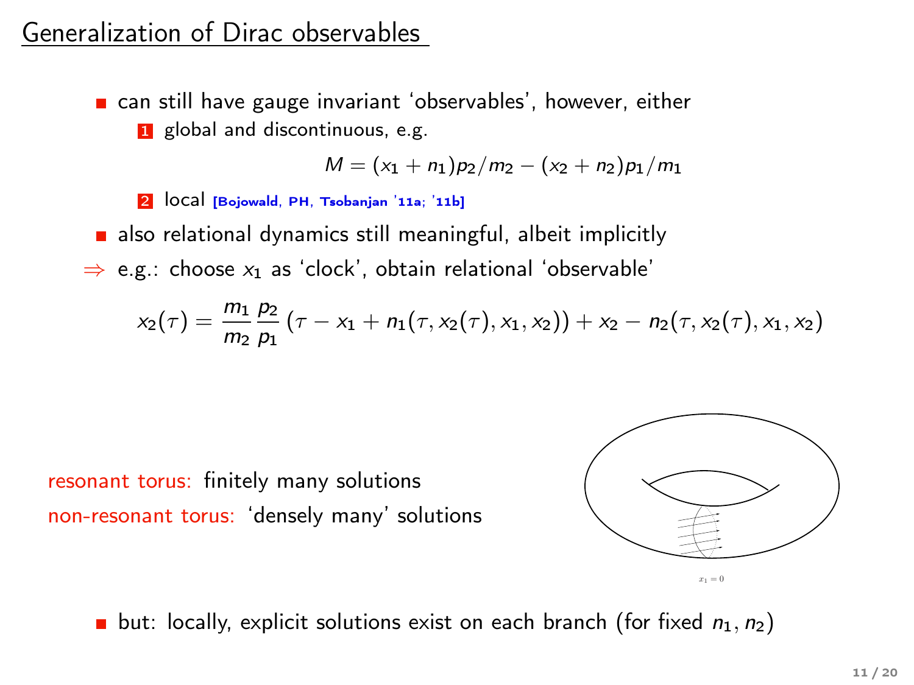## Generalization of Dirac observables

- can still have gauge invariant 'observables', however, either
  1. global and discontinuous, e.g.

  $$M = (x_1 + n_1)p_2/m_2 - (x_2 + n_2)p_1/m_1$$

  2. local [Bojowald, PH, Tsobanjan '11a; '11b]
- also relational dynamics still meaningful, albeit implicitly

⇒ e.g.: choose $x_1$ as 'clock', obtain relational 'observable'

$$x_2(\tau) = \frac{m_1}{m_2}\frac{p_2}{p_1}\left(\tau - x_1 + n_1(\tau, x_2(\tau), x_1, x_2)\right) + x_2 - n_2(\tau, x_2(\tau), x_1, x_2)$$

resonant torus: finitely many solutions

non-resonant torus: 'densely many' solutions

$x_1 = 0$

- but: locally, explicit solutions exist on each branch (for fixed $n_1, n_2$)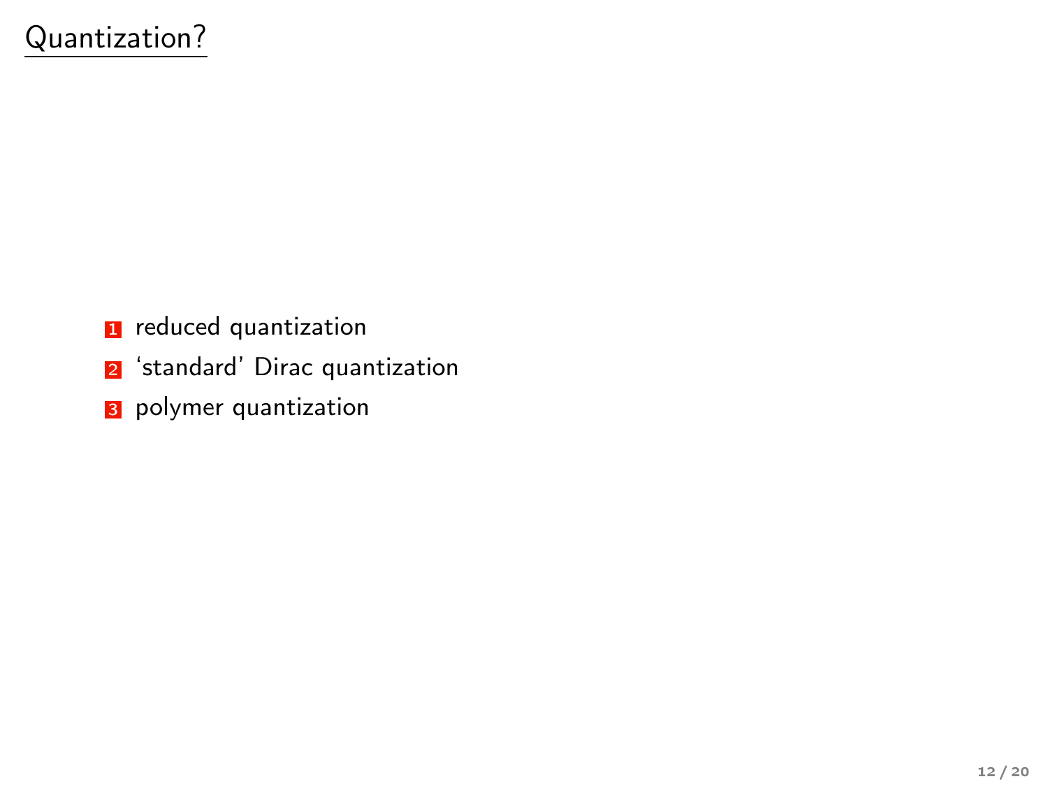# Quantization?

1. reduced quantization
2. ‘standard’ Dirac quantization
3. polymer quantization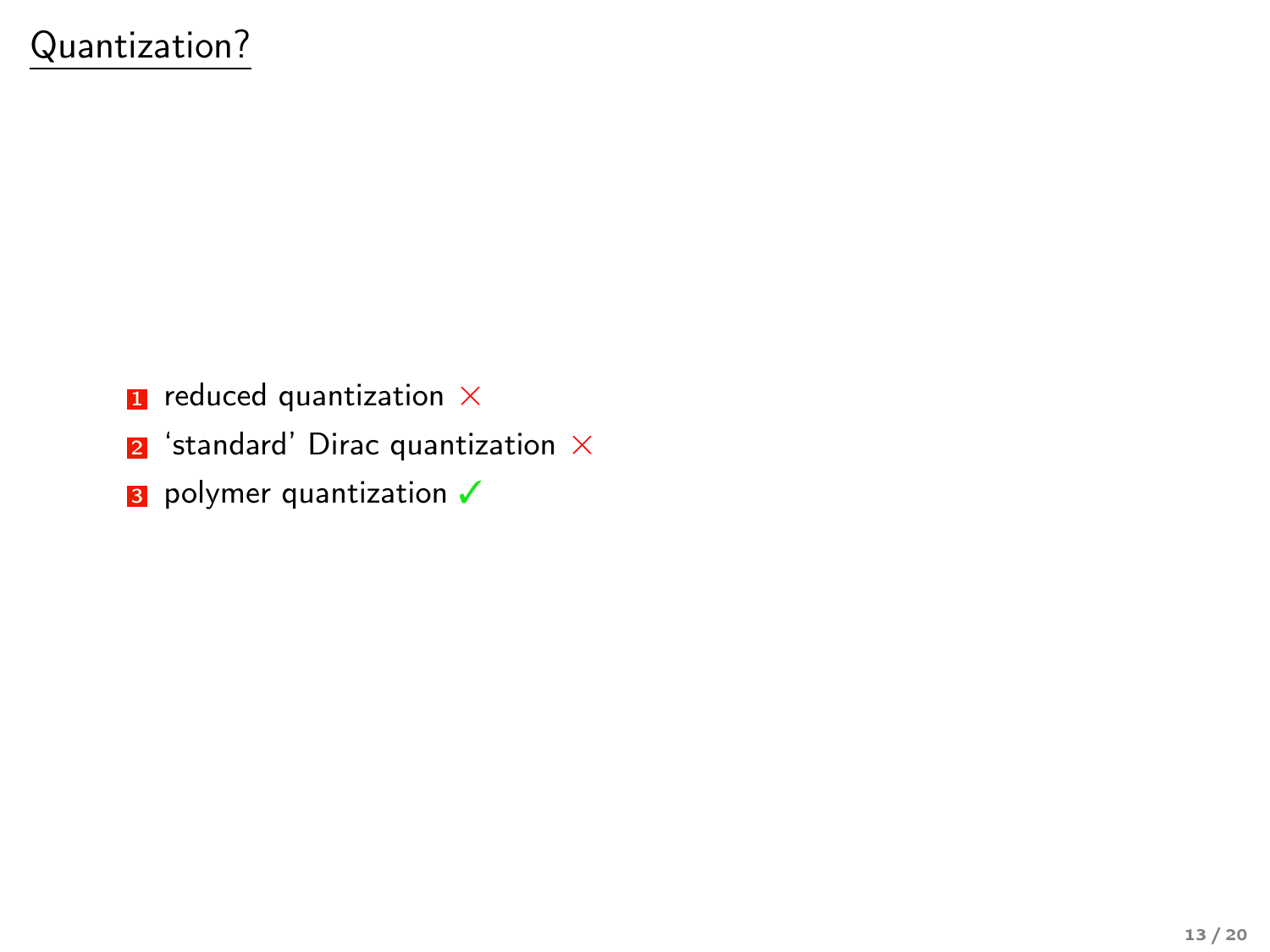# Quantization?

1. reduced quantization ×
2. 'standard' Dirac quantization ×
3. polymer quantization ✓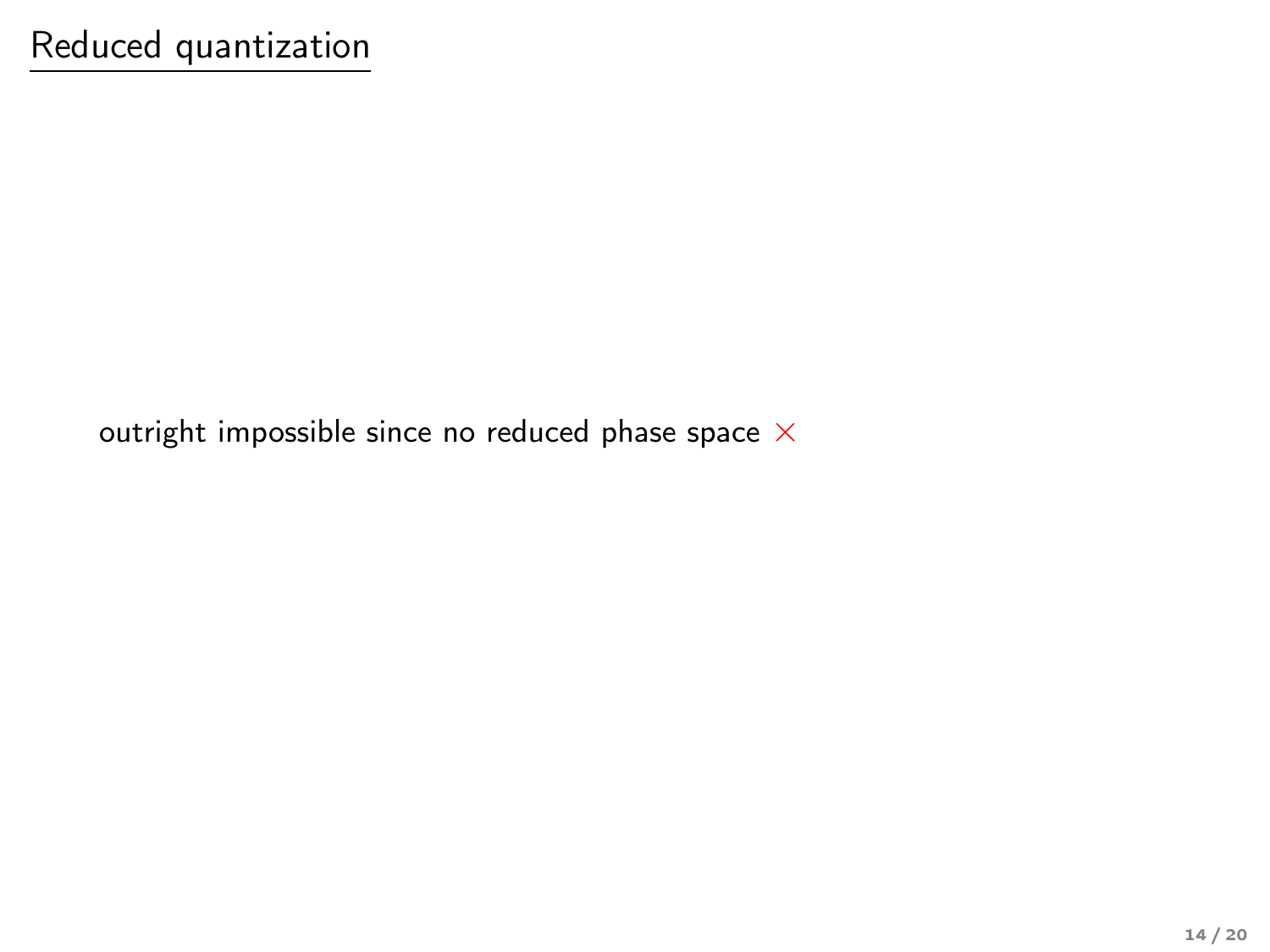# Reduced quantization

outright impossible since no reduced phase space ×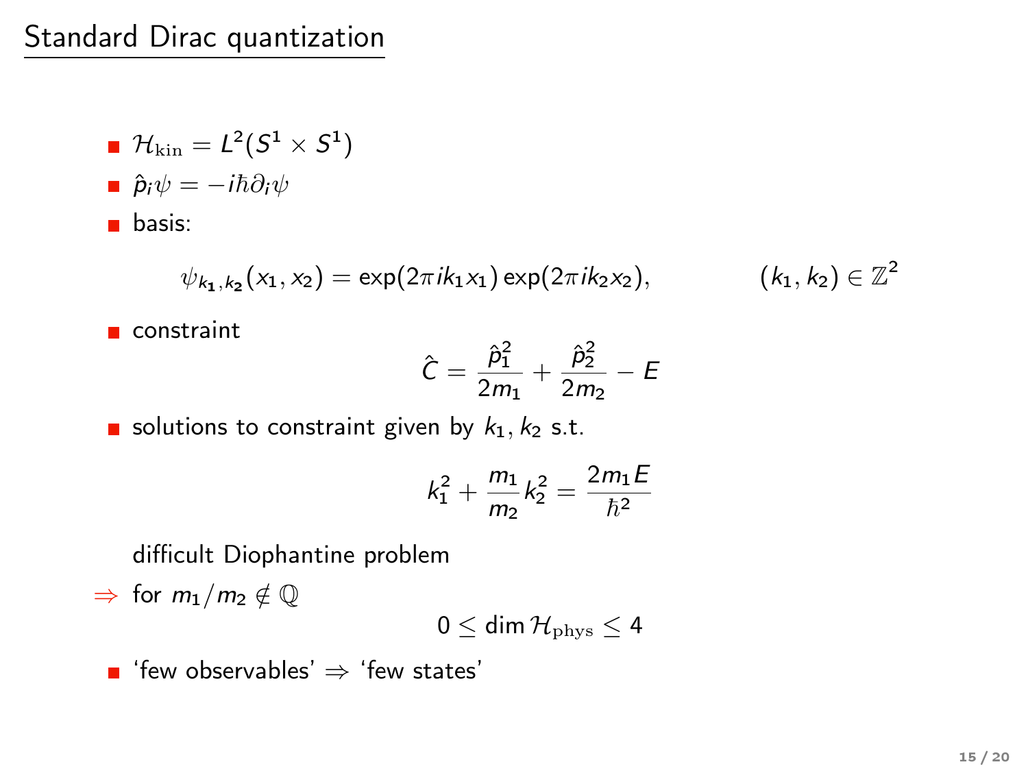## Standard Dirac quantization

- $\mathcal{H}_{\mathrm{kin}} = L^2(S^1 \times S^1)$
- $\hat{p}_i \psi = -i\hbar \partial_i \psi$
- basis:

$$\psi_{k_1,k_2}(x_1, x_2) = \exp(2\pi i k_1 x_1) \exp(2\pi i k_2 x_2), \qquad (k_1, k_2) \in \mathbb{Z}^2$$

- constraint

$$\hat{C} = \frac{\hat{p}_1^2}{2m_1} + \frac{\hat{p}_2^2}{2m_2} - E$$

- solutions to constraint given by $k_1, k_2$ s.t.

$$k_1^2 + \frac{m_1}{m_2} k_2^2 = \frac{2m_1 E}{\hbar^2}$$

  difficult Diophantine problem

$\Rightarrow$ for $m_1/m_2 \notin \mathbb{Q}$

$$0 \leq \dim \mathcal{H}_{\mathrm{phys}} \leq 4$$

- 'few observables' $\Rightarrow$ 'few states'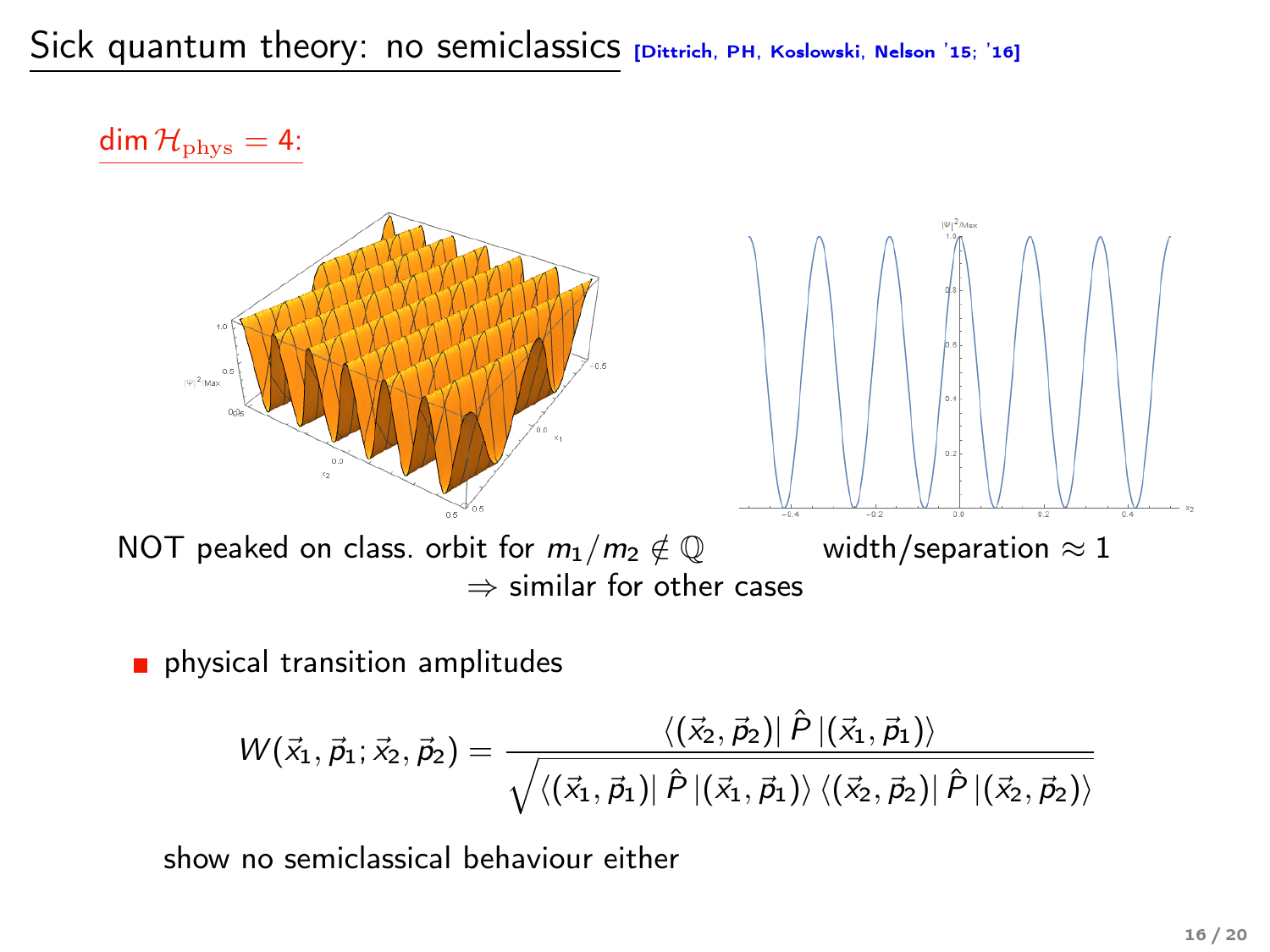# Sick quantum theory: no semiclassics [Dittrich, PH, Koslowski, Nelson '15; '16]

$\dim \mathcal{H}_{\text{phys}} = 4$:

NOT peaked on class. orbit for $m_1/m_2 \notin \mathbb{Q}$ width/separation $\approx 1$

$\Rightarrow$ similar for other cases

- physical transition amplitudes

$$W(\vec{x}_1, \vec{p}_1; \vec{x}_2, \vec{p}_2) = \frac{\langle (\vec{x}_2, \vec{p}_2) | \hat{P} | (\vec{x}_1, \vec{p}_1) \rangle}{\sqrt{\langle (\vec{x}_1, \vec{p}_1) | \hat{P} | (\vec{x}_1, \vec{p}_1) \rangle \langle (\vec{x}_2, \vec{p}_2) | \hat{P} | (\vec{x}_2, \vec{p}_2) \rangle}}$$

show no semiclassical behaviour either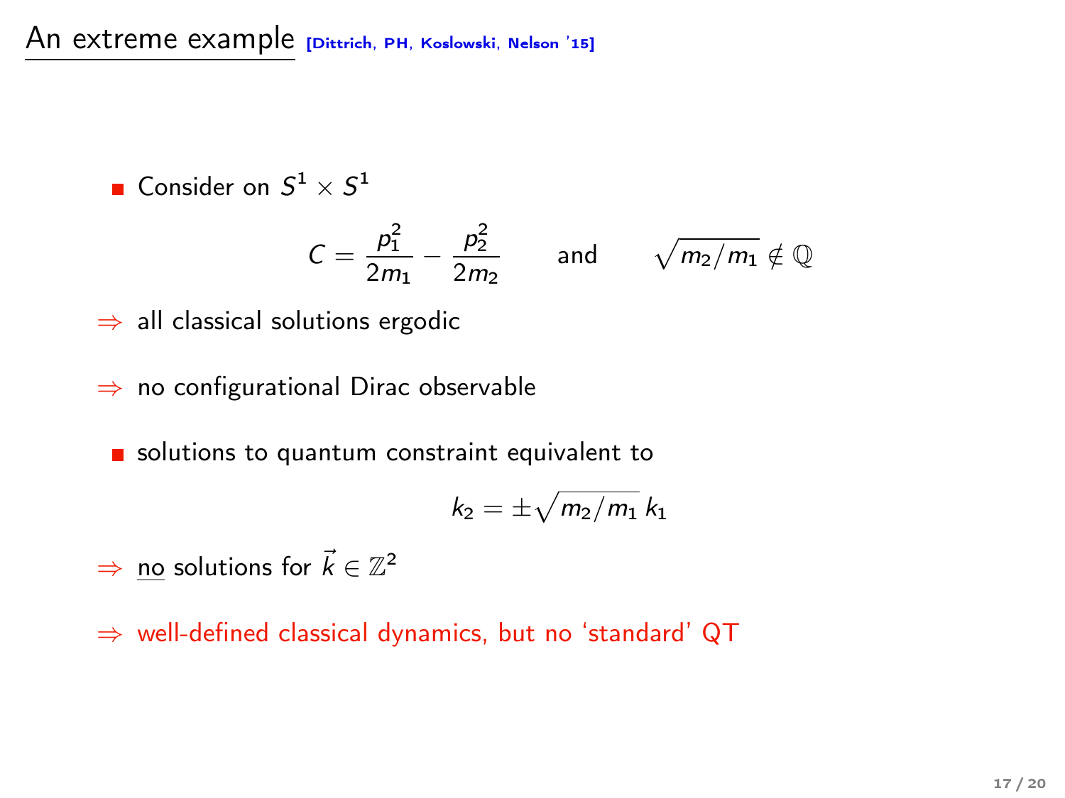## An extreme example [Dittrich, PH, Koslowski, Nelson '15]

- Consider on $S^1 \times S^1$

$$C = \frac{p_1^2}{2m_1} - \frac{p_2^2}{2m_2} \qquad \text{and} \qquad \sqrt{m_2/m_1} \notin \mathbb{Q}$$

$\Rightarrow$ all classical solutions ergodic

$\Rightarrow$ no configurational Dirac observable

- solutions to quantum constraint equivalent to

$$k_2 = \pm\sqrt{m_2/m_1}\, k_1$$

$\Rightarrow$ no solutions for $\vec{k} \in \mathbb{Z}^2$

$\Rightarrow$ well-defined classical dynamics, but no 'standard' QT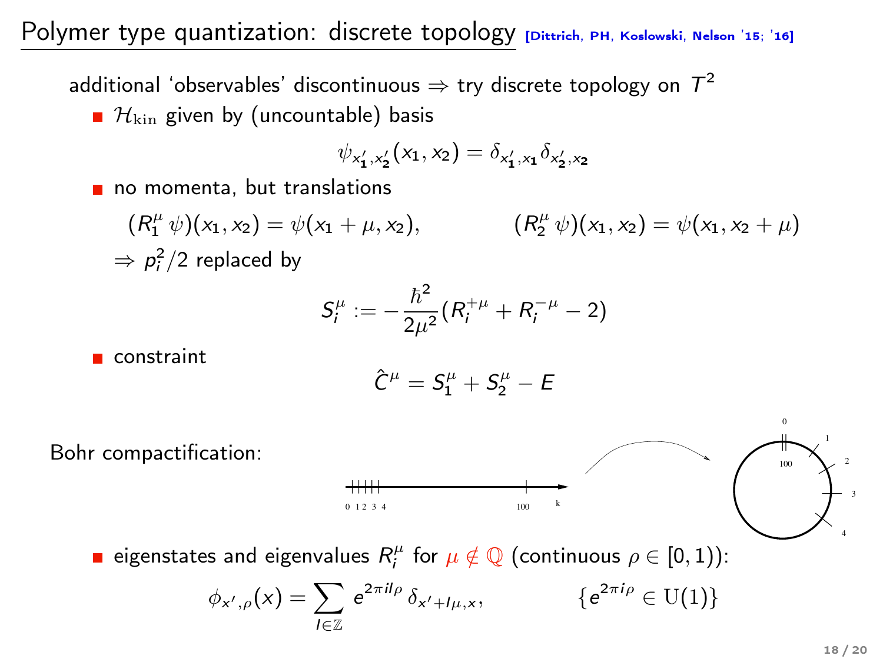# Polymer type quantization: discrete topology [Dittrich, PH, Koslowski, Nelson '15; '16]

additional 'observables' discontinuous $\Rightarrow$ try discrete topology on $T^2$

- $\mathcal{H}_{\rm kin}$ given by (uncountable) basis

$$\psi_{x_1', x_2'}(x_1, x_2) = \delta_{x_1', x_1} \delta_{x_2', x_2}$$

- no momenta, but translations

$$(R_1^\mu \, \psi)(x_1, x_2) = \psi(x_1 + \mu, x_2), \qquad (R_2^\mu \, \psi)(x_1, x_2) = \psi(x_1, x_2 + \mu)$$

$\Rightarrow p_i^2/2$ replaced by

$$S_i^\mu := -\frac{\hbar^2}{2\mu^2}(R_i^{+\mu} + R_i^{-\mu} - 2)$$

- constraint

$$\hat{C}^\mu = S_1^\mu + S_2^\mu - E$$

Bohr compactification:

- eigenstates and eigenvalues $R_i^\mu$ for $\mu \notin \mathbb{Q}$ (continuous $\rho \in [0,1)$):

$$\phi_{x', \rho}(x) = \sum_{l \in \mathbb{Z}} e^{2\pi i l \rho} \, \delta_{x' + l\mu, x}, \qquad \{e^{2\pi i \rho} \in \mathrm{U}(1)\}$$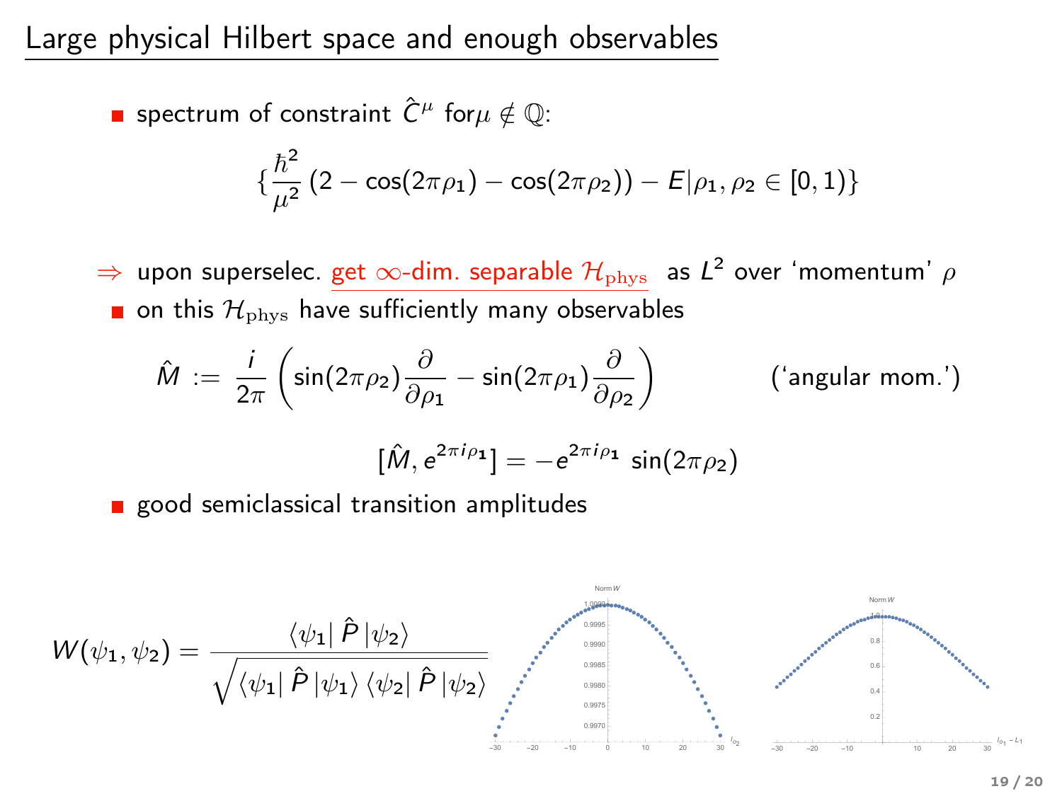# Large physical Hilbert space and enough observables

- spectrum of constraint $\hat{C}^\mu$ for $\mu \notin \mathbb{Q}$:

$$\{\frac{\hbar^2}{\mu^2}\left(2 - \cos(2\pi\rho_1) - \cos(2\pi\rho_2)\right) - E | \rho_1, \rho_2 \in [0,1)\}$$

$\Rightarrow$ upon superselec. get $\infty$-dim. separable $\mathcal{H}_{\text{phys}}$ as $L^2$ over 'momentum' $\rho$

- on this $\mathcal{H}_{\text{phys}}$ have sufficiently many observables

$$\hat{M} := \frac{i}{2\pi}\left(\sin(2\pi\rho_2)\frac{\partial}{\partial\rho_1} - \sin(2\pi\rho_1)\frac{\partial}{\partial\rho_2}\right) \qquad \text{('angular mom.')}$$

$$[\hat{M}, e^{2\pi i\rho_1}] = -e^{2\pi i\rho_1}\,\sin(2\pi\rho_2)$$

- good semiclassical transition amplitudes

$$W(\psi_1,\psi_2) = \frac{\langle\psi_1|\,\hat{P}\,|\psi_2\rangle}{\sqrt{\langle\psi_1|\,\hat{P}\,|\psi_1\rangle\,\langle\psi_2|\,\hat{P}\,|\psi_2\rangle}}$$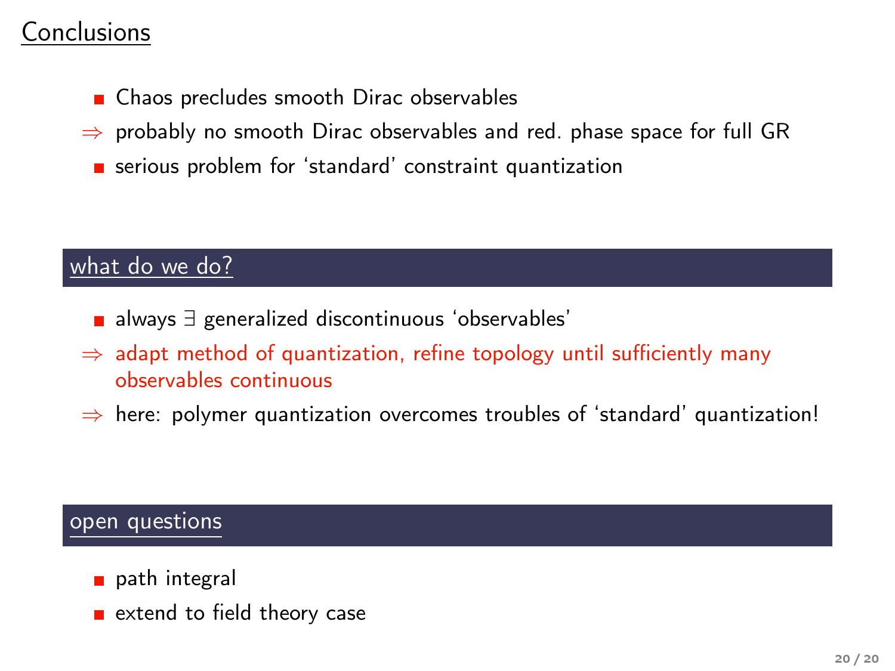## Conclusions

- Chaos precludes smooth Dirac observables

$\Rightarrow$ probably no smooth Dirac observables and red. phase space for full GR

- serious problem for 'standard' constraint quantization

### what do we do?

- always $\exists$ generalized discontinuous 'observables'

$\Rightarrow$ adapt method of quantization, refine topology until sufficiently many observables continuous

$\Rightarrow$ here: polymer quantization overcomes troubles of 'standard' quantization!

### open questions

- path integral
- extend to field theory case